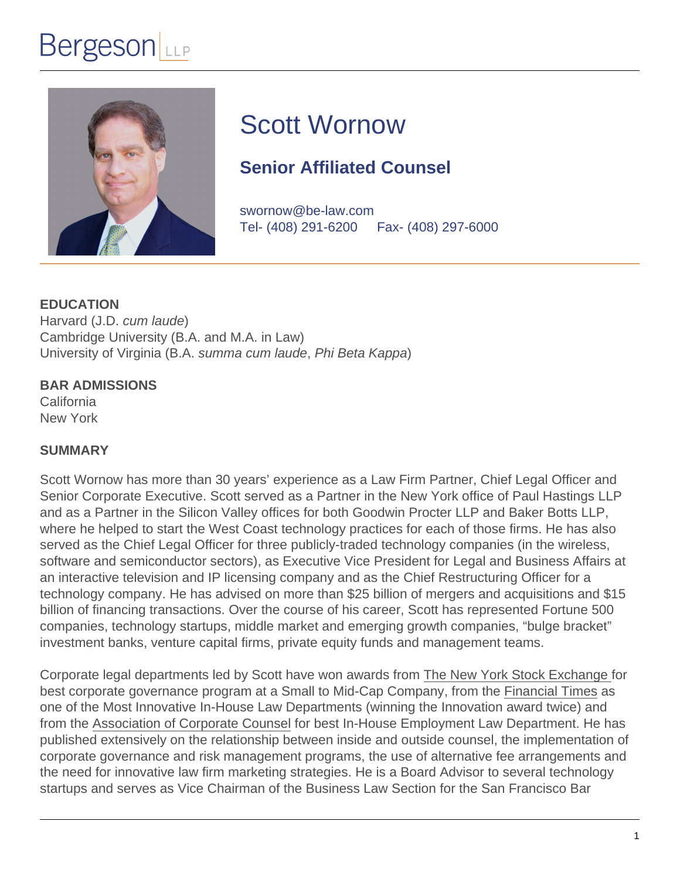Bergeson LLP

# Scott Wornow

## Senior Affiliated Counsel

swornow@be-law.com
Tel- (408) 291-6200 Fax- (408) 297-6000

### EDUCATION

Harvard (J.D. *cum laude*)
Cambridge University (B.A. and M.A. in Law)
University of Virginia (B.A. *summa cum laude*, *Phi Beta Kappa*)

### BAR ADMISSIONS

California
New York

### SUMMARY

Scott Wornow has more than 30 years' experience as a Law Firm Partner, Chief Legal Officer and Senior Corporate Executive. Scott served as a Partner in the New York office of Paul Hastings LLP and as a Partner in the Silicon Valley offices for both Goodwin Procter LLP and Baker Botts LLP, where he helped to start the West Coast technology practices for each of those firms. He has also served as the Chief Legal Officer for three publicly-traded technology companies (in the wireless, software and semiconductor sectors), as Executive Vice President for Legal and Business Affairs at an interactive television and IP licensing company and as the Chief Restructuring Officer for a technology company. He has advised on more than $25 billion of mergers and acquisitions and $15 billion of financing transactions. Over the course of his career, Scott has represented Fortune 500 companies, technology startups, middle market and emerging growth companies, "bulge bracket" investment banks, venture capital firms, private equity funds and management teams.

Corporate legal departments led by Scott have won awards from The New York Stock Exchange for best corporate governance program at a Small to Mid-Cap Company, from the Financial Times as one of the Most Innovative In-House Law Departments (winning the Innovation award twice) and from the Association of Corporate Counsel for best In-House Employment Law Department. He has published extensively on the relationship between inside and outside counsel, the implementation of corporate governance and risk management programs, the use of alternative fee arrangements and the need for innovative law firm marketing strategies. He is a Board Advisor to several technology startups and serves as Vice Chairman of the Business Law Section for the San Francisco Bar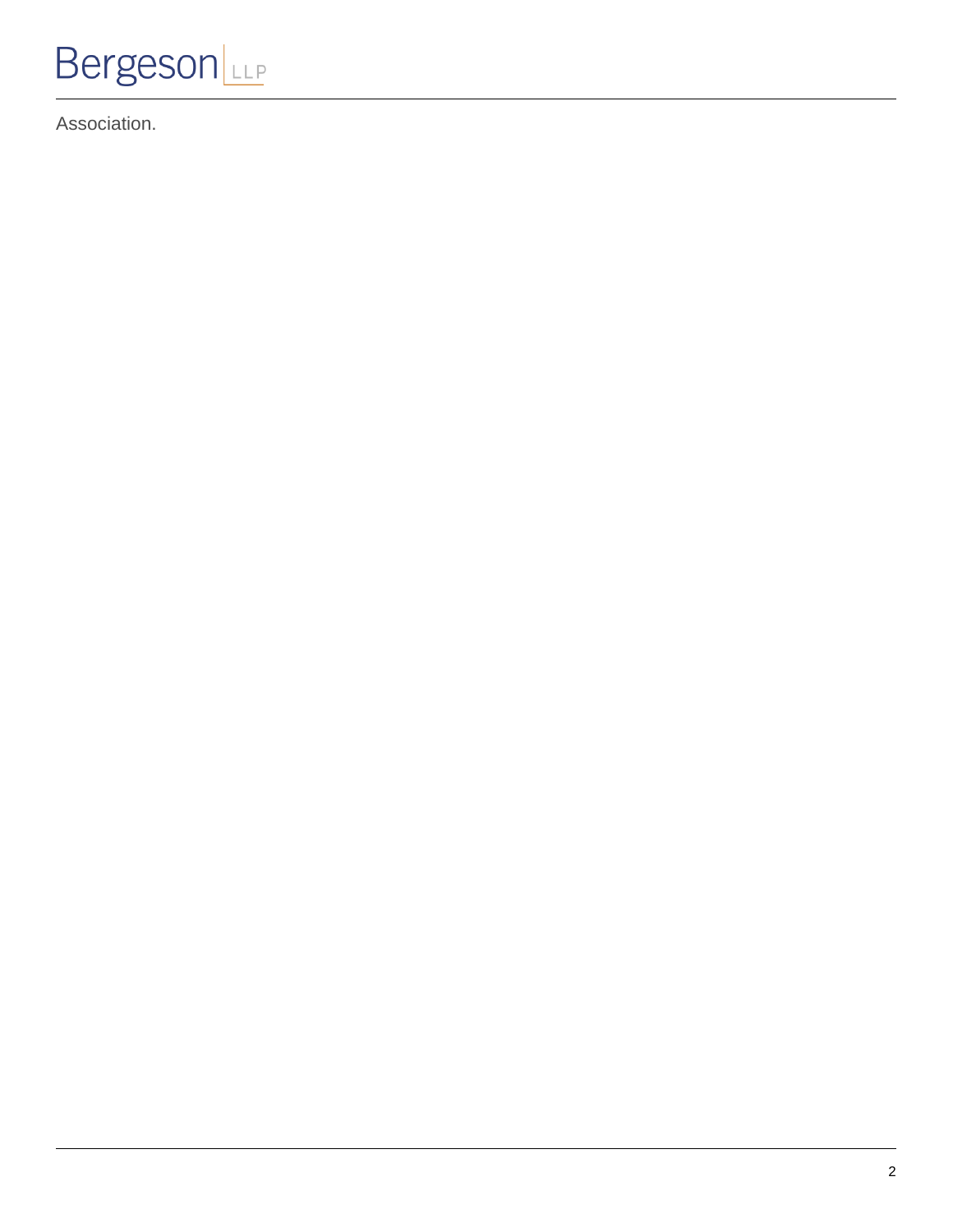Association.